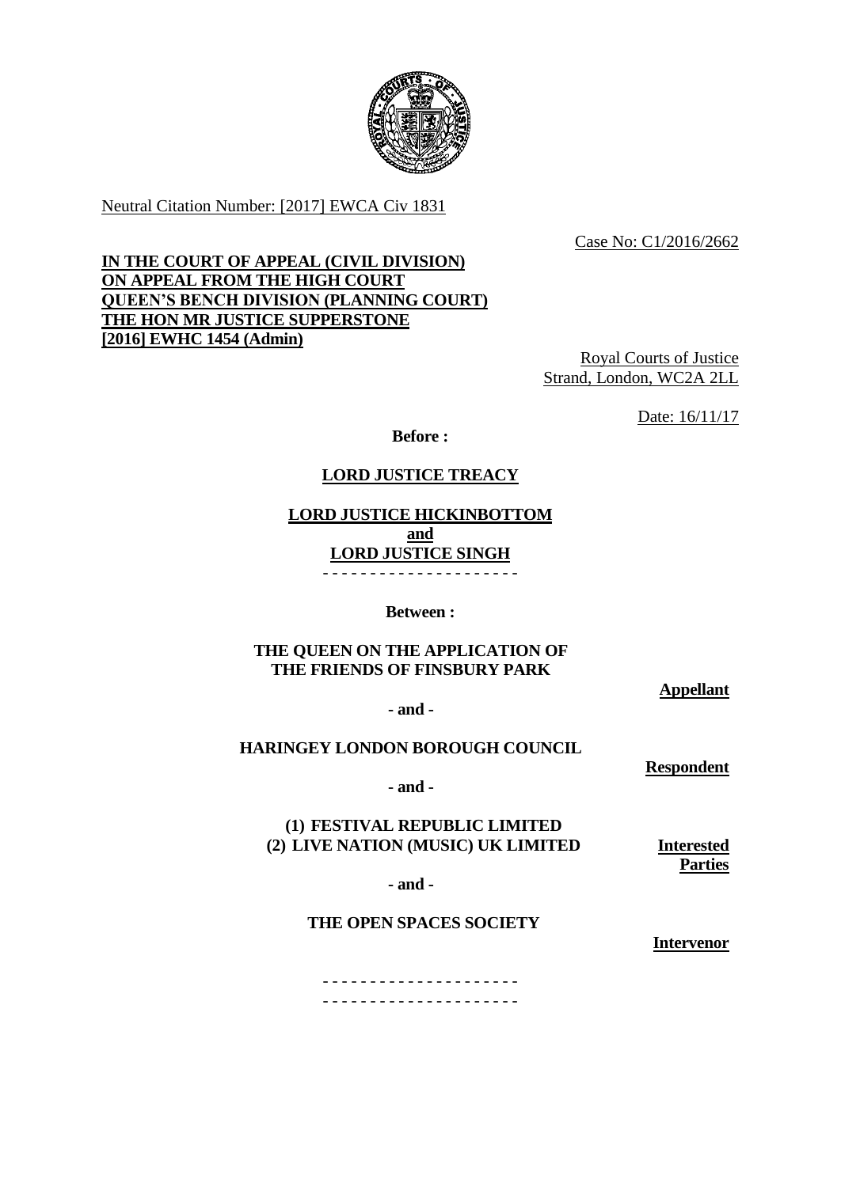Neutral Citation Number: [2017] EWCA Civ 1831

Case No: C1/2016/2662

**IN THE COURT OF APPEAL (CIVIL DIVISION)**
**ON APPEAL FROM THE HIGH COURT**
**QUEEN'S BENCH DIVISION (PLANNING COURT)**
**THE HON MR JUSTICE SUPPERSTONE**
**[2016] EWHC 1454 (Admin)**

Royal Courts of Justice
Strand, London, WC2A 2LL

Date: 16/11/17

**Before :**

**LORD JUSTICE TREACY**

**LORD JUSTICE HICKINBOTTOM**
**and**
**LORD JUSTICE SINGH**

- - - - - - - - - - - - - - - - - - - - -

**Between :**

**THE QUEEN ON THE APPLICATION OF THE FRIENDS OF FINSBURY PARK** — **Appellant**

**- and -**

**HARINGEY LONDON BOROUGH COUNCIL** — **Respondent**

**- and -**

**(1) FESTIVAL REPUBLIC LIMITED**
**(2) LIVE NATION (MUSIC) UK LIMITED** — **Interested Parties**

**- and -**

**THE OPEN SPACES SOCIETY** — **Intervenor**

- - - - - - - - - - - - - - - - - - - - -
- - - - - - - - - - - - - - - - - - - - -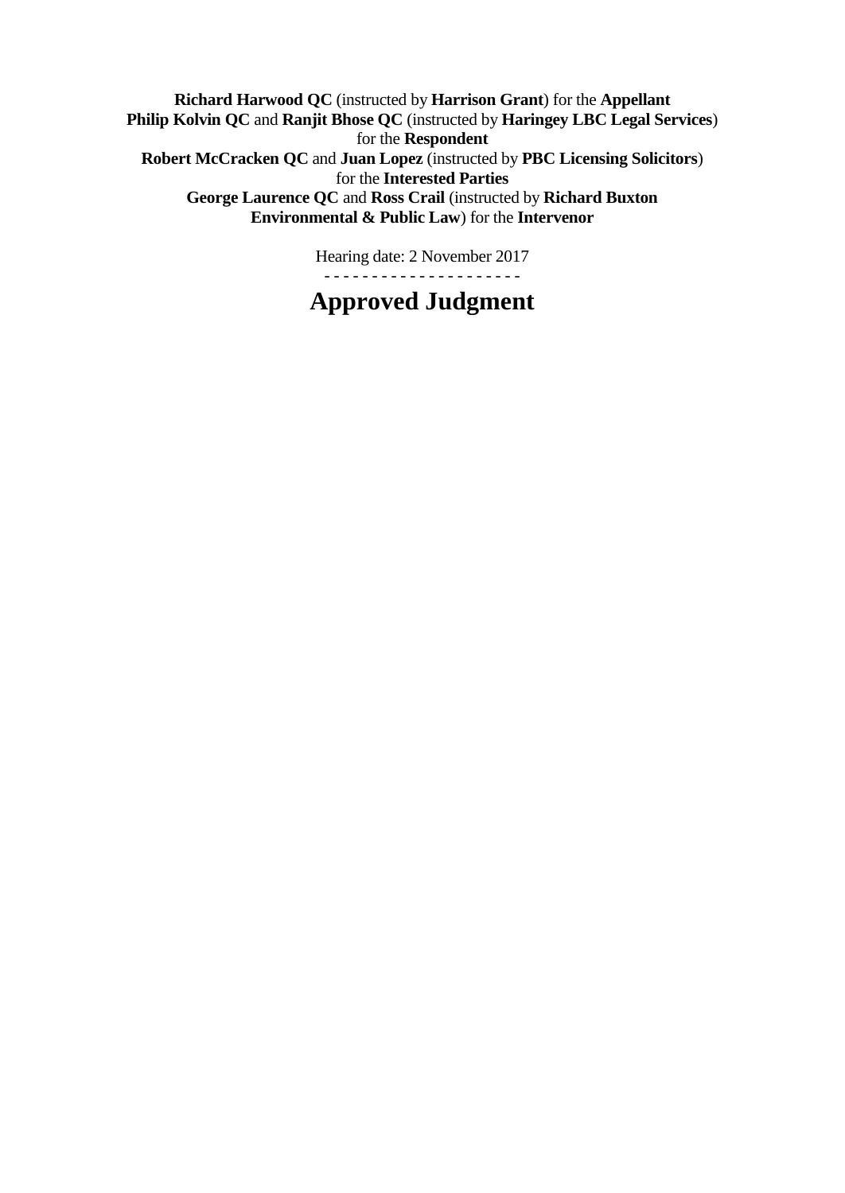**Richard Harwood QC** (instructed by **Harrison Grant**) for the **Appellant**
**Philip Kolvin QC** and **Ranjit Bhose QC** (instructed by **Haringey LBC Legal Services**) for the **Respondent**
**Robert McCracken QC** and **Juan Lopez** (instructed by **PBC Licensing Solicitors**) for the **Interested Parties**
**George Laurence QC** and **Ross Crail** (instructed by **Richard Buxton Environmental & Public Law**) for the **Intervenor**

Hearing date: 2 November 2017

- - - - - - - - - - - - - - - - - - - - -

# Approved Judgment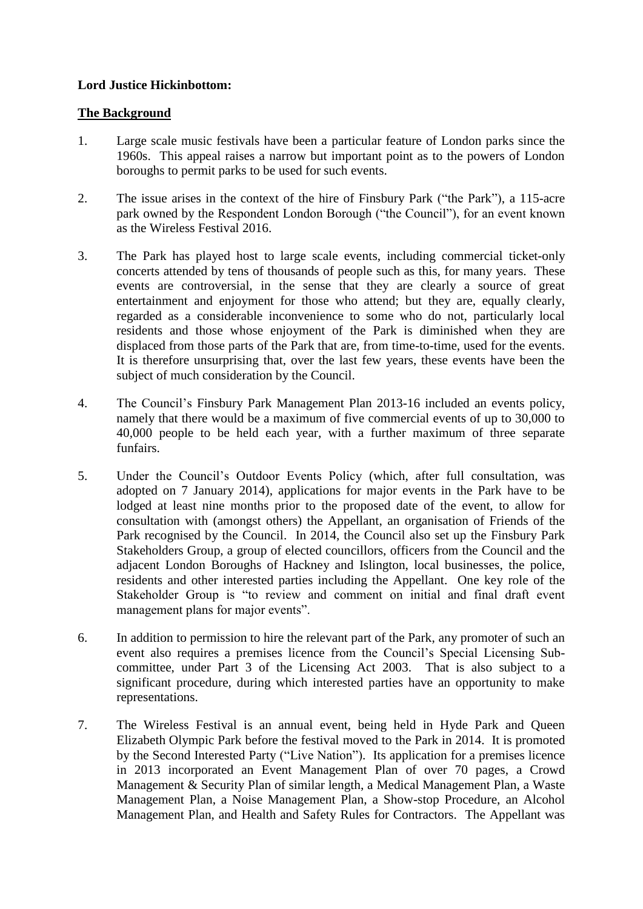**Lord Justice Hickinbottom:**

**The Background**

1. Large scale music festivals have been a particular feature of London parks since the 1960s. This appeal raises a narrow but important point as to the powers of London boroughs to permit parks to be used for such events.

2. The issue arises in the context of the hire of Finsbury Park ("the Park"), a 115-acre park owned by the Respondent London Borough ("the Council"), for an event known as the Wireless Festival 2016.

3. The Park has played host to large scale events, including commercial ticket-only concerts attended by tens of thousands of people such as this, for many years. These events are controversial, in the sense that they are clearly a source of great entertainment and enjoyment for those who attend; but they are, equally clearly, regarded as a considerable inconvenience to some who do not, particularly local residents and those whose enjoyment of the Park is diminished when they are displaced from those parts of the Park that are, from time-to-time, used for the events. It is therefore unsurprising that, over the last few years, these events have been the subject of much consideration by the Council.

4. The Council's Finsbury Park Management Plan 2013-16 included an events policy, namely that there would be a maximum of five commercial events of up to 30,000 to 40,000 people to be held each year, with a further maximum of three separate funfairs.

5. Under the Council's Outdoor Events Policy (which, after full consultation, was adopted on 7 January 2014), applications for major events in the Park have to be lodged at least nine months prior to the proposed date of the event, to allow for consultation with (amongst others) the Appellant, an organisation of Friends of the Park recognised by the Council. In 2014, the Council also set up the Finsbury Park Stakeholders Group, a group of elected councillors, officers from the Council and the adjacent London Boroughs of Hackney and Islington, local businesses, the police, residents and other interested parties including the Appellant. One key role of the Stakeholder Group is "to review and comment on initial and final draft event management plans for major events".

6. In addition to permission to hire the relevant part of the Park, any promoter of such an event also requires a premises licence from the Council's Special Licensing Sub-committee, under Part 3 of the Licensing Act 2003. That is also subject to a significant procedure, during which interested parties have an opportunity to make representations.

7. The Wireless Festival is an annual event, being held in Hyde Park and Queen Elizabeth Olympic Park before the festival moved to the Park in 2014. It is promoted by the Second Interested Party ("Live Nation"). Its application for a premises licence in 2013 incorporated an Event Management Plan of over 70 pages, a Crowd Management & Security Plan of similar length, a Medical Management Plan, a Waste Management Plan, a Noise Management Plan, a Show-stop Procedure, an Alcohol Management Plan, and Health and Safety Rules for Contractors. The Appellant was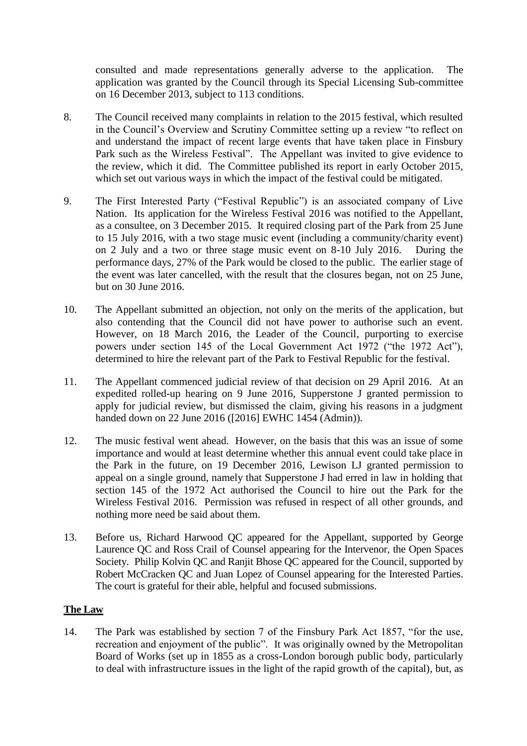consulted and made representations generally adverse to the application. The application was granted by the Council through its Special Licensing Sub-committee on 16 December 2013, subject to 113 conditions.

8. The Council received many complaints in relation to the 2015 festival, which resulted in the Council's Overview and Scrutiny Committee setting up a review "to reflect on and understand the impact of recent large events that have taken place in Finsbury Park such as the Wireless Festival". The Appellant was invited to give evidence to the review, which it did. The Committee published its report in early October 2015, which set out various ways in which the impact of the festival could be mitigated.

9. The First Interested Party ("Festival Republic") is an associated company of Live Nation. Its application for the Wireless Festival 2016 was notified to the Appellant, as a consultee, on 3 December 2015. It required closing part of the Park from 25 June to 15 July 2016, with a two stage music event (including a community/charity event) on 2 July and a two or three stage music event on 8-10 July 2016. During the performance days, 27% of the Park would be closed to the public. The earlier stage of the event was later cancelled, with the result that the closures began, not on 25 June, but on 30 June 2016.

10. The Appellant submitted an objection, not only on the merits of the application, but also contending that the Council did not have power to authorise such an event. However, on 18 March 2016, the Leader of the Council, purporting to exercise powers under section 145 of the Local Government Act 1972 ("the 1972 Act"), determined to hire the relevant part of the Park to Festival Republic for the festival.

11. The Appellant commenced judicial review of that decision on 29 April 2016. At an expedited rolled-up hearing on 9 June 2016, Supperstone J granted permission to apply for judicial review, but dismissed the claim, giving his reasons in a judgment handed down on 22 June 2016 ([2016] EWHC 1454 (Admin)).

12. The music festival went ahead. However, on the basis that this was an issue of some importance and would at least determine whether this annual event could take place in the Park in the future, on 19 December 2016, Lewison LJ granted permission to appeal on a single ground, namely that Supperstone J had erred in law in holding that section 145 of the 1972 Act authorised the Council to hire out the Park for the Wireless Festival 2016. Permission was refused in respect of all other grounds, and nothing more need be said about them.

13. Before us, Richard Harwood QC appeared for the Appellant, supported by George Laurence QC and Ross Crail of Counsel appearing for the Intervenor, the Open Spaces Society. Philip Kolvin QC and Ranjit Bhose QC appeared for the Council, supported by Robert McCracken QC and Juan Lopez of Counsel appearing for the Interested Parties. The court is grateful for their able, helpful and focused submissions.

## **The Law**

14. The Park was established by section 7 of the Finsbury Park Act 1857, "for the use, recreation and enjoyment of the public". It was originally owned by the Metropolitan Board of Works (set up in 1855 as a cross-London borough public body, particularly to deal with infrastructure issues in the light of the rapid growth of the capital), but, as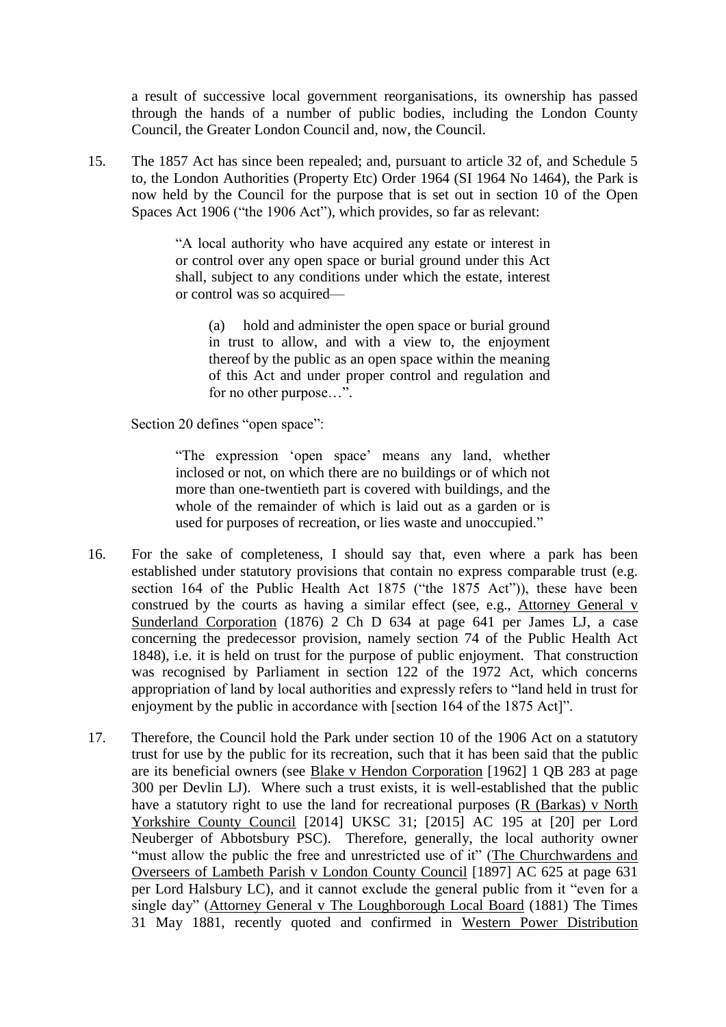a result of successive local government reorganisations, its ownership has passed through the hands of a number of public bodies, including the London County Council, the Greater London Council and, now, the Council.

15. The 1857 Act has since been repealed; and, pursuant to article 32 of, and Schedule 5 to, the London Authorities (Property Etc) Order 1964 (SI 1964 No 1464), the Park is now held by the Council for the purpose that is set out in section 10 of the Open Spaces Act 1906 ("the 1906 Act"), which provides, so far as relevant:

> "A local authority who have acquired any estate or interest in or control over any open space or burial ground under this Act shall, subject to any conditions under which the estate, interest or control was so acquired—
>
> > (a) hold and administer the open space or burial ground in trust to allow, and with a view to, the enjoyment thereof by the public as an open space within the meaning of this Act and under proper control and regulation and for no other purpose…".

Section 20 defines "open space":

> "The expression 'open space' means any land, whether inclosed or not, on which there are no buildings or of which not more than one-twentieth part is covered with buildings, and the whole of the remainder of which is laid out as a garden or is used for purposes of recreation, or lies waste and unoccupied."

16. For the sake of completeness, I should say that, even where a park has been established under statutory provisions that contain no express comparable trust (e.g. section 164 of the Public Health Act 1875 ("the 1875 Act")), these have been construed by the courts as having a similar effect (see, e.g., Attorney General v Sunderland Corporation (1876) 2 Ch D 634 at page 641 per James LJ, a case concerning the predecessor provision, namely section 74 of the Public Health Act 1848), i.e. it is held on trust for the purpose of public enjoyment. That construction was recognised by Parliament in section 122 of the 1972 Act, which concerns appropriation of land by local authorities and expressly refers to "land held in trust for enjoyment by the public in accordance with [section 164 of the 1875 Act]".

17. Therefore, the Council hold the Park under section 10 of the 1906 Act on a statutory trust for use by the public for its recreation, such that it has been said that the public are its beneficial owners (see Blake v Hendon Corporation [1962] 1 QB 283 at page 300 per Devlin LJ). Where such a trust exists, it is well-established that the public have a statutory right to use the land for recreational purposes (R (Barkas) v North Yorkshire County Council [2014] UKSC 31; [2015] AC 195 at [20] per Lord Neuberger of Abbotsbury PSC). Therefore, generally, the local authority owner "must allow the public the free and unrestricted use of it" (The Churchwardens and Overseers of Lambeth Parish v London County Council [1897] AC 625 at page 631 per Lord Halsbury LC), and it cannot exclude the general public from it "even for a single day" (Attorney General v The Loughborough Local Board (1881) The Times 31 May 1881, recently quoted and confirmed in Western Power Distribution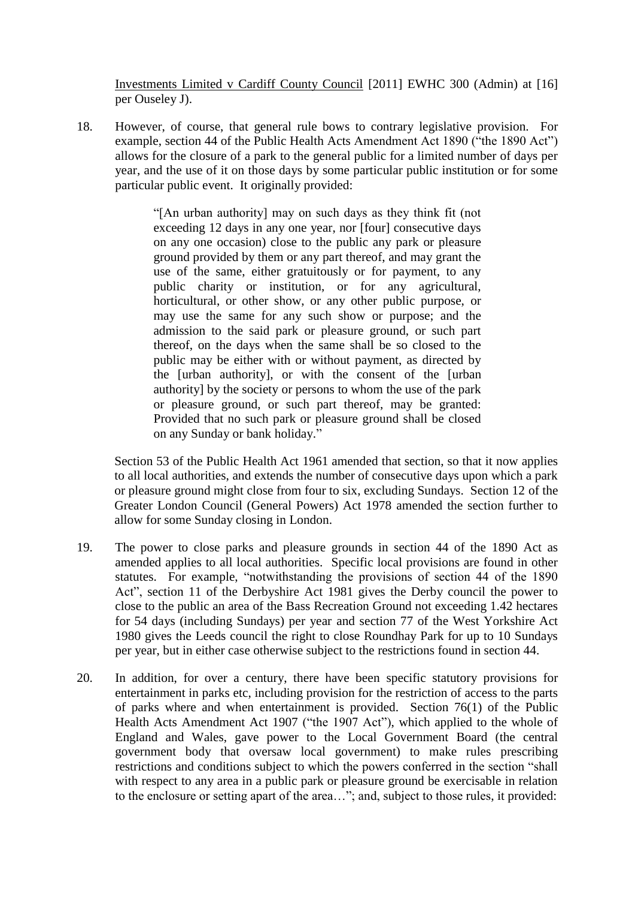Investments Limited v Cardiff County Council [2011] EWHC 300 (Admin) at [16] per Ouseley J).

18. However, of course, that general rule bows to contrary legislative provision. For example, section 44 of the Public Health Acts Amendment Act 1890 ("the 1890 Act") allows for the closure of a park to the general public for a limited number of days per year, and the use of it on those days by some particular public institution or for some particular public event. It originally provided:

> "[An urban authority] may on such days as they think fit (not exceeding 12 days in any one year, nor [four] consecutive days on any one occasion) close to the public any park or pleasure ground provided by them or any part thereof, and may grant the use of the same, either gratuitously or for payment, to any public charity or institution, or for any agricultural, horticultural, or other show, or any other public purpose, or may use the same for any such show or purpose; and the admission to the said park or pleasure ground, or such part thereof, on the days when the same shall be so closed to the public may be either with or without payment, as directed by the [urban authority], or with the consent of the [urban authority] by the society or persons to whom the use of the park or pleasure ground, or such part thereof, may be granted: Provided that no such park or pleasure ground shall be closed on any Sunday or bank holiday."

Section 53 of the Public Health Act 1961 amended that section, so that it now applies to all local authorities, and extends the number of consecutive days upon which a park or pleasure ground might close from four to six, excluding Sundays. Section 12 of the Greater London Council (General Powers) Act 1978 amended the section further to allow for some Sunday closing in London.

19. The power to close parks and pleasure grounds in section 44 of the 1890 Act as amended applies to all local authorities. Specific local provisions are found in other statutes. For example, "notwithstanding the provisions of section 44 of the 1890 Act", section 11 of the Derbyshire Act 1981 gives the Derby council the power to close to the public an area of the Bass Recreation Ground not exceeding 1.42 hectares for 54 days (including Sundays) per year and section 77 of the West Yorkshire Act 1980 gives the Leeds council the right to close Roundhay Park for up to 10 Sundays per year, but in either case otherwise subject to the restrictions found in section 44.

20. In addition, for over a century, there have been specific statutory provisions for entertainment in parks etc, including provision for the restriction of access to the parts of parks where and when entertainment is provided. Section 76(1) of the Public Health Acts Amendment Act 1907 ("the 1907 Act"), which applied to the whole of England and Wales, gave power to the Local Government Board (the central government body that oversaw local government) to make rules prescribing restrictions and conditions subject to which the powers conferred in the section "shall with respect to any area in a public park or pleasure ground be exercisable in relation to the enclosure or setting apart of the area…"; and, subject to those rules, it provided: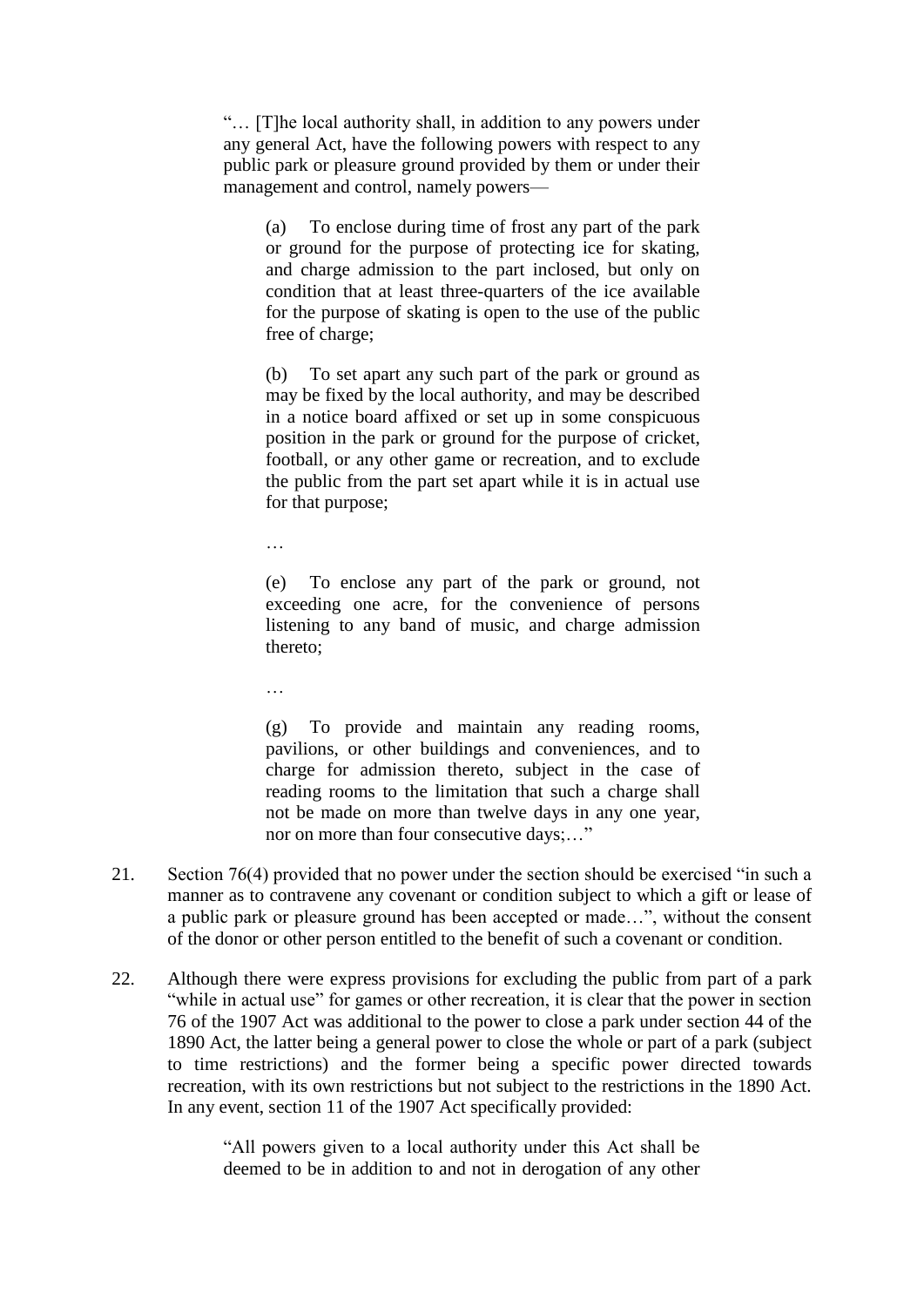> "… [T]he local authority shall, in addition to any powers under any general Act, have the following powers with respect to any public park or pleasure ground provided by them or under their management and control, namely powers—
>
> (a) To enclose during time of frost any part of the park or ground for the purpose of protecting ice for skating, and charge admission to the part inclosed, but only on condition that at least three-quarters of the ice available for the purpose of skating is open to the use of the public free of charge;
>
> (b) To set apart any such part of the park or ground as may be fixed by the local authority, and may be described in a notice board affixed or set up in some conspicuous position in the park or ground for the purpose of cricket, football, or any other game or recreation, and to exclude the public from the part set apart while it is in actual use for that purpose;
>
> …
>
> (e) To enclose any part of the park or ground, not exceeding one acre, for the convenience of persons listening to any band of music, and charge admission thereto;
>
> …
>
> (g) To provide and maintain any reading rooms, pavilions, or other buildings and conveniences, and to charge for admission thereto, subject in the case of reading rooms to the limitation that such a charge shall not be made on more than twelve days in any one year, nor on more than four consecutive days;…"

21. Section 76(4) provided that no power under the section should be exercised "in such a manner as to contravene any covenant or condition subject to which a gift or lease of a public park or pleasure ground has been accepted or made…", without the consent of the donor or other person entitled to the benefit of such a covenant or condition.

22. Although there were express provisions for excluding the public from part of a park "while in actual use" for games or other recreation, it is clear that the power in section 76 of the 1907 Act was additional to the power to close a park under section 44 of the 1890 Act, the latter being a general power to close the whole or part of a park (subject to time restrictions) and the former being a specific power directed towards recreation, with its own restrictions but not subject to the restrictions in the 1890 Act. In any event, section 11 of the 1907 Act specifically provided:

> "All powers given to a local authority under this Act shall be deemed to be in addition to and not in derogation of any other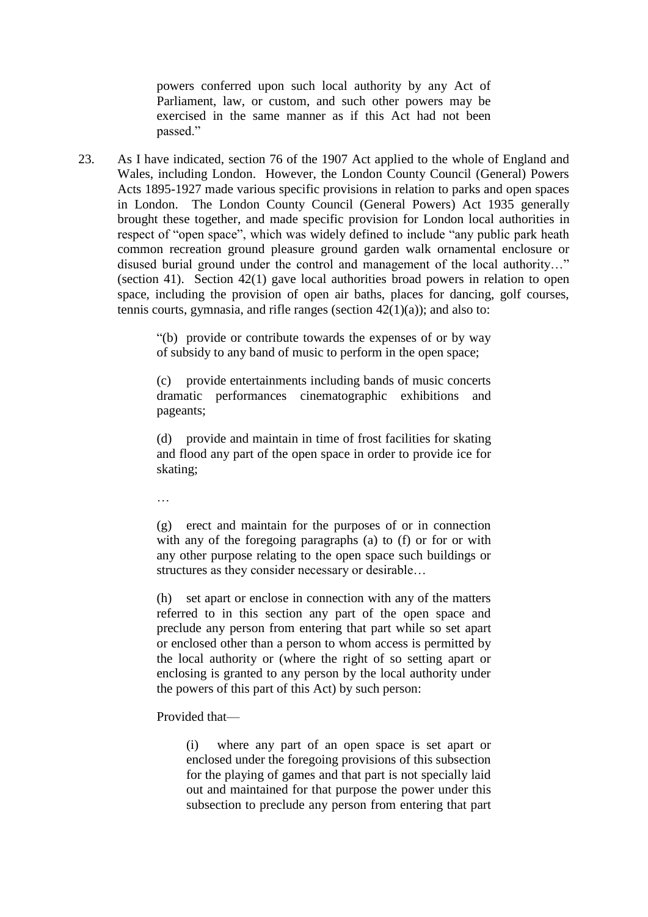> powers conferred upon such local authority by any Act of Parliament, law, or custom, and such other powers may be exercised in the same manner as if this Act had not been passed."

23. As I have indicated, section 76 of the 1907 Act applied to the whole of England and Wales, including London. However, the London County Council (General) Powers Acts 1895-1927 made various specific provisions in relation to parks and open spaces in London. The London County Council (General Powers) Act 1935 generally brought these together, and made specific provision for London local authorities in respect of "open space", which was widely defined to include "any public park heath common recreation ground pleasure ground garden walk ornamental enclosure or disused burial ground under the control and management of the local authority…" (section 41). Section 42(1) gave local authorities broad powers in relation to open space, including the provision of open air baths, places for dancing, golf courses, tennis courts, gymnasia, and rifle ranges (section 42(1)(a)); and also to:

> "(b) provide or contribute towards the expenses of or by way of subsidy to any band of music to perform in the open space;
>
> (c) provide entertainments including bands of music concerts dramatic performances cinematographic exhibitions and pageants;
>
> (d) provide and maintain in time of frost facilities for skating and flood any part of the open space in order to provide ice for skating;
>
> …
>
> (g) erect and maintain for the purposes of or in connection with any of the foregoing paragraphs (a) to (f) or for or with any other purpose relating to the open space such buildings or structures as they consider necessary or desirable…
>
> (h) set apart or enclose in connection with any of the matters referred to in this section any part of the open space and preclude any person from entering that part while so set apart or enclosed other than a person to whom access is permitted by the local authority or (where the right of so setting apart or enclosing is granted to any person by the local authority under the powers of this part of this Act) by such person:
>
> Provided that—
>
> > (i) where any part of an open space is set apart or enclosed under the foregoing provisions of this subsection for the playing of games and that part is not specially laid out and maintained for that purpose the power under this subsection to preclude any person from entering that part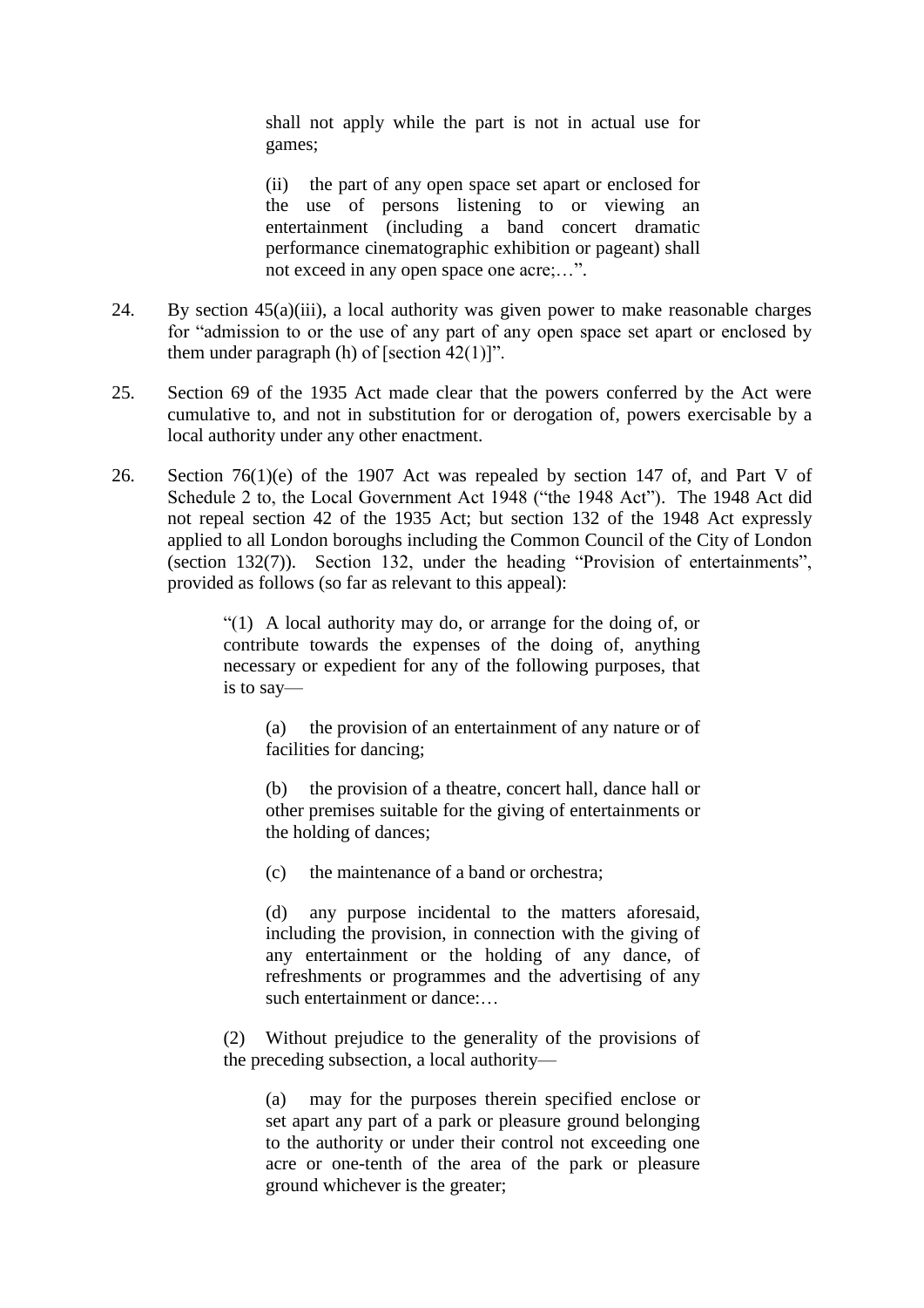> shall not apply while the part is not in actual use for games;
>
> (ii) the part of any open space set apart or enclosed for the use of persons listening to or viewing an entertainment (including a band concert dramatic performance cinematographic exhibition or pageant) shall not exceed in any open space one acre;…".

24. By section 45(a)(iii), a local authority was given power to make reasonable charges for "admission to or the use of any part of any open space set apart or enclosed by them under paragraph (h) of [section 42(1)]".

25. Section 69 of the 1935 Act made clear that the powers conferred by the Act were cumulative to, and not in substitution for or derogation of, powers exercisable by a local authority under any other enactment.

26. Section 76(1)(e) of the 1907 Act was repealed by section 147 of, and Part V of Schedule 2 to, the Local Government Act 1948 ("the 1948 Act"). The 1948 Act did not repeal section 42 of the 1935 Act; but section 132 of the 1948 Act expressly applied to all London boroughs including the Common Council of the City of London (section 132(7)). Section 132, under the heading "Provision of entertainments", provided as follows (so far as relevant to this appeal):

> "(1) A local authority may do, or arrange for the doing of, or contribute towards the expenses of the doing of, anything necessary or expedient for any of the following purposes, that is to say—
>
> (a) the provision of an entertainment of any nature or of facilities for dancing;
>
> (b) the provision of a theatre, concert hall, dance hall or other premises suitable for the giving of entertainments or the holding of dances;
>
> (c) the maintenance of a band or orchestra;
>
> (d) any purpose incidental to the matters aforesaid, including the provision, in connection with the giving of any entertainment or the holding of any dance, of refreshments or programmes and the advertising of any such entertainment or dance:…
>
> (2) Without prejudice to the generality of the provisions of the preceding subsection, a local authority—
>
> (a) may for the purposes therein specified enclose or set apart any part of a park or pleasure ground belonging to the authority or under their control not exceeding one acre or one-tenth of the area of the park or pleasure ground whichever is the greater;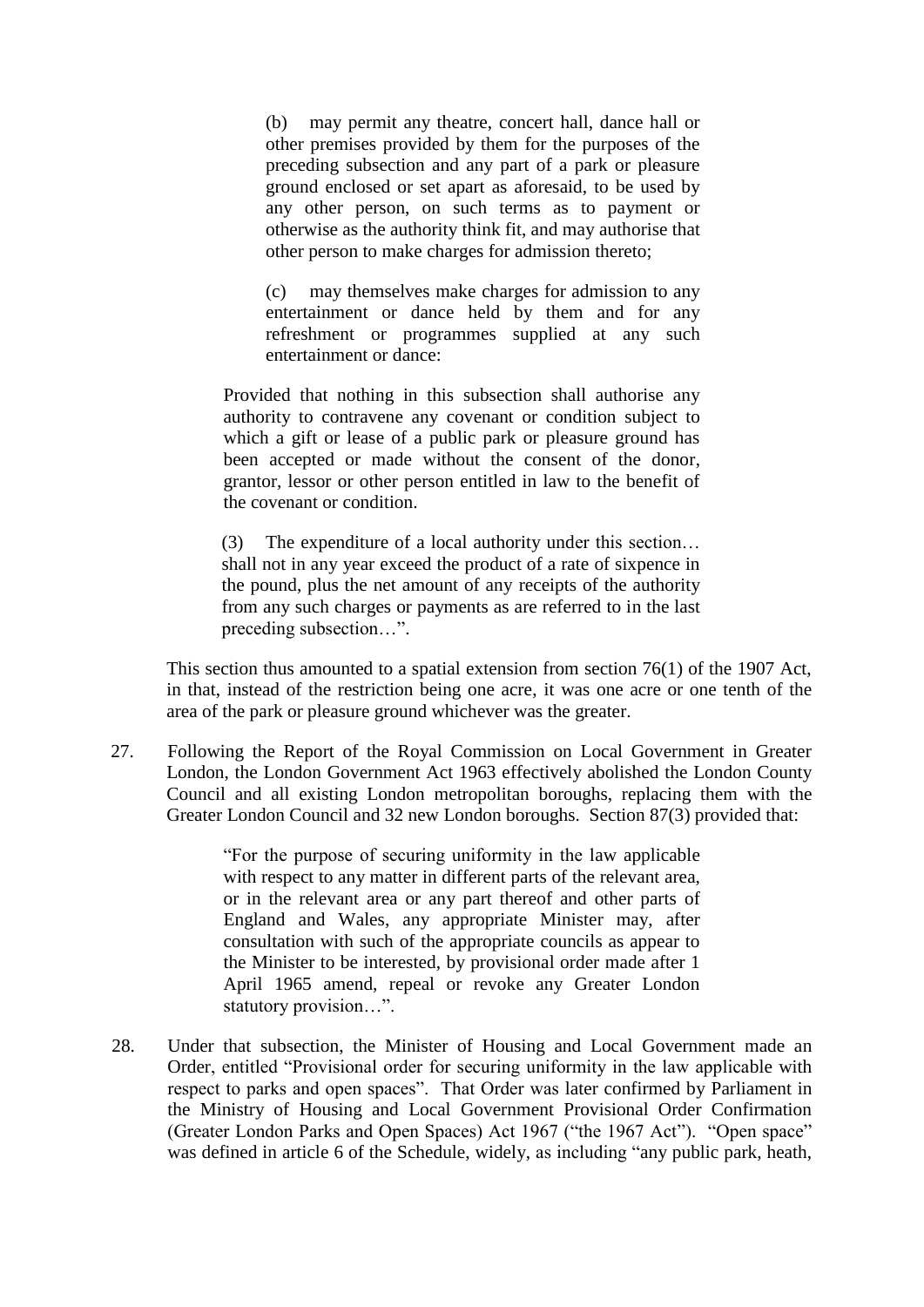> (b) may permit any theatre, concert hall, dance hall or other premises provided by them for the purposes of the preceding subsection and any part of a park or pleasure ground enclosed or set apart as aforesaid, to be used by any other person, on such terms as to payment or otherwise as the authority think fit, and may authorise that other person to make charges for admission thereto;
>
> (c) may themselves make charges for admission to any entertainment or dance held by them and for any refreshment or programmes supplied at any such entertainment or dance:
>
> Provided that nothing in this subsection shall authorise any authority to contravene any covenant or condition subject to which a gift or lease of a public park or pleasure ground has been accepted or made without the consent of the donor, grantor, lessor or other person entitled in law to the benefit of the covenant or condition.
>
> (3) The expenditure of a local authority under this section… shall not in any year exceed the product of a rate of sixpence in the pound, plus the net amount of any receipts of the authority from any such charges or payments as are referred to in the last preceding subsection…".

This section thus amounted to a spatial extension from section 76(1) of the 1907 Act, in that, instead of the restriction being one acre, it was one acre or one tenth of the area of the park or pleasure ground whichever was the greater.

27. Following the Report of the Royal Commission on Local Government in Greater London, the London Government Act 1963 effectively abolished the London County Council and all existing London metropolitan boroughs, replacing them with the Greater London Council and 32 new London boroughs. Section 87(3) provided that:

> "For the purpose of securing uniformity in the law applicable with respect to any matter in different parts of the relevant area, or in the relevant area or any part thereof and other parts of England and Wales, any appropriate Minister may, after consultation with such of the appropriate councils as appear to the Minister to be interested, by provisional order made after 1 April 1965 amend, repeal or revoke any Greater London statutory provision…".

28. Under that subsection, the Minister of Housing and Local Government made an Order, entitled "Provisional order for securing uniformity in the law applicable with respect to parks and open spaces". That Order was later confirmed by Parliament in the Ministry of Housing and Local Government Provisional Order Confirmation (Greater London Parks and Open Spaces) Act 1967 ("the 1967 Act"). "Open space" was defined in article 6 of the Schedule, widely, as including "any public park, heath,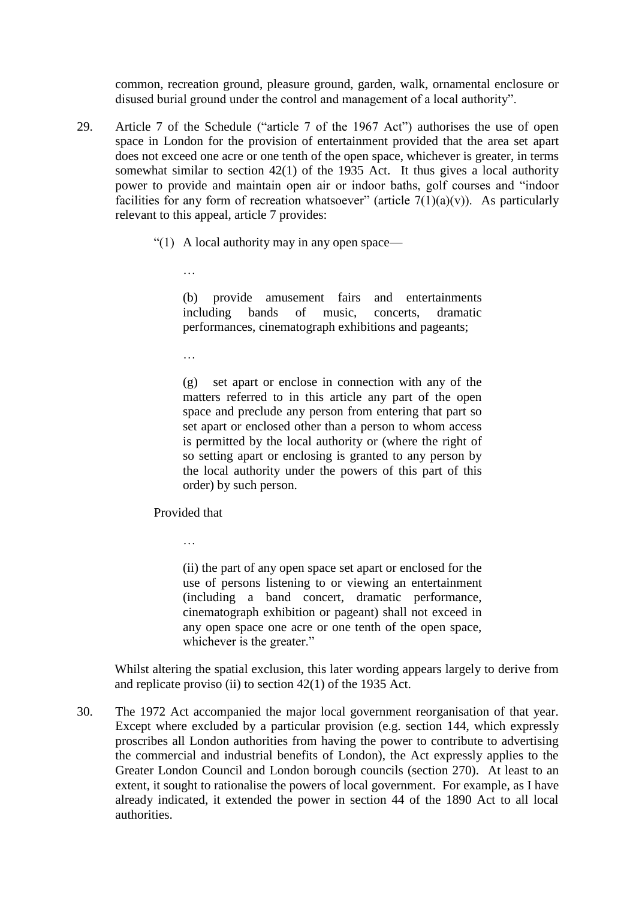common, recreation ground, pleasure ground, garden, walk, ornamental enclosure or disused burial ground under the control and management of a local authority".

29. Article 7 of the Schedule ("article 7 of the 1967 Act") authorises the use of open space in London for the provision of entertainment provided that the area set apart does not exceed one acre or one tenth of the open space, whichever is greater, in terms somewhat similar to section 42(1) of the 1935 Act. It thus gives a local authority power to provide and maintain open air or indoor baths, golf courses and "indoor facilities for any form of recreation whatsoever" (article 7(1)(a)(v)). As particularly relevant to this appeal, article 7 provides:

> "(1) A local authority may in any open space—
>
> …
>
> (b) provide amusement fairs and entertainments including bands of music, concerts, dramatic performances, cinematograph exhibitions and pageants;
>
> …
>
> (g) set apart or enclose in connection with any of the matters referred to in this article any part of the open space and preclude any person from entering that part so set apart or enclosed other than a person to whom access is permitted by the local authority or (where the right of so setting apart or enclosing is granted to any person by the local authority under the powers of this part of this order) by such person.
>
> Provided that
>
> …
>
> (ii) the part of any open space set apart or enclosed for the use of persons listening to or viewing an entertainment (including a band concert, dramatic performance, cinematograph exhibition or pageant) shall not exceed in any open space one acre or one tenth of the open space, whichever is the greater."

Whilst altering the spatial exclusion, this later wording appears largely to derive from and replicate proviso (ii) to section 42(1) of the 1935 Act.

30. The 1972 Act accompanied the major local government reorganisation of that year. Except where excluded by a particular provision (e.g. section 144, which expressly proscribes all London authorities from having the power to contribute to advertising the commercial and industrial benefits of London), the Act expressly applies to the Greater London Council and London borough councils (section 270). At least to an extent, it sought to rationalise the powers of local government. For example, as I have already indicated, it extended the power in section 44 of the 1890 Act to all local authorities.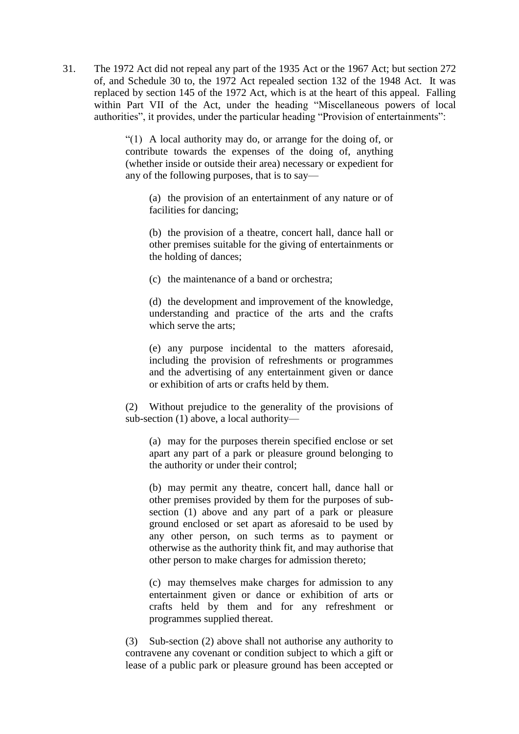31. The 1972 Act did not repeal any part of the 1935 Act or the 1967 Act; but section 272 of, and Schedule 30 to, the 1972 Act repealed section 132 of the 1948 Act. It was replaced by section 145 of the 1972 Act, which is at the heart of this appeal. Falling within Part VII of the Act, under the heading "Miscellaneous powers of local authorities", it provides, under the particular heading "Provision of entertainments":

> "(1) A local authority may do, or arrange for the doing of, or contribute towards the expenses of the doing of, anything (whether inside or outside their area) necessary or expedient for any of the following purposes, that is to say—
>
> > (a) the provision of an entertainment of any nature or of facilities for dancing;
> >
> > (b) the provision of a theatre, concert hall, dance hall or other premises suitable for the giving of entertainments or the holding of dances;
> >
> > (c) the maintenance of a band or orchestra;
> >
> > (d) the development and improvement of the knowledge, understanding and practice of the arts and the crafts which serve the arts;
> >
> > (e) any purpose incidental to the matters aforesaid, including the provision of refreshments or programmes and the advertising of any entertainment given or dance or exhibition of arts or crafts held by them.
>
> (2) Without prejudice to the generality of the provisions of sub-section (1) above, a local authority—
>
> > (a) may for the purposes therein specified enclose or set apart any part of a park or pleasure ground belonging to the authority or under their control;
> >
> > (b) may permit any theatre, concert hall, dance hall or other premises provided by them for the purposes of sub-section (1) above and any part of a park or pleasure ground enclosed or set apart as aforesaid to be used by any other person, on such terms as to payment or otherwise as the authority think fit, and may authorise that other person to make charges for admission thereto;
> >
> > (c) may themselves make charges for admission to any entertainment given or dance or exhibition of arts or crafts held by them and for any refreshment or programmes supplied thereat.
>
> (3) Sub-section (2) above shall not authorise any authority to contravene any covenant or condition subject to which a gift or lease of a public park or pleasure ground has been accepted or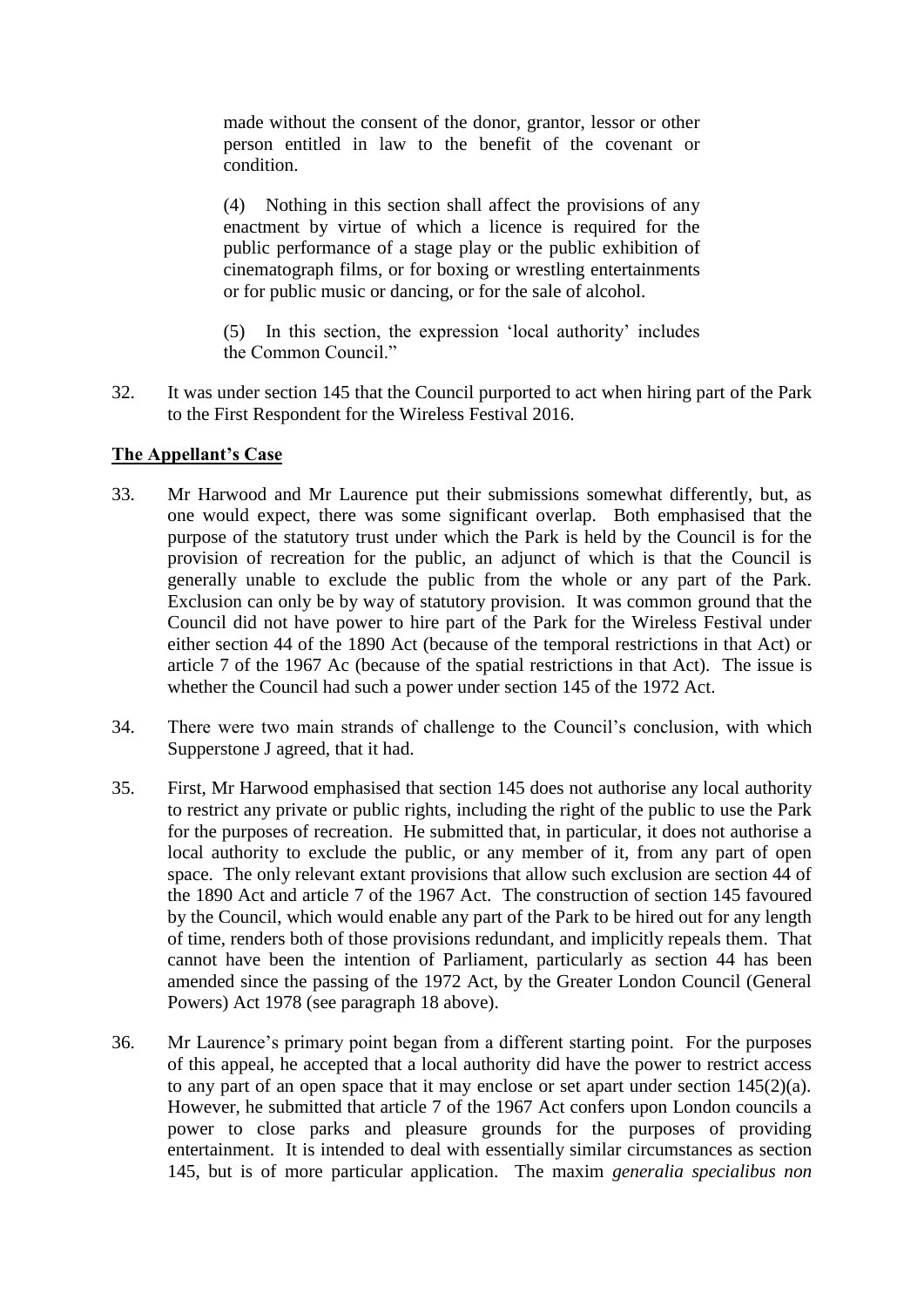> made without the consent of the donor, grantor, lessor or other person entitled in law to the benefit of the covenant or condition.
>
> (4) Nothing in this section shall affect the provisions of any enactment by virtue of which a licence is required for the public performance of a stage play or the public exhibition of cinematograph films, or for boxing or wrestling entertainments or for public music or dancing, or for the sale of alcohol.
>
> (5) In this section, the expression 'local authority' includes the Common Council."

32. It was under section 145 that the Council purported to act when hiring part of the Park to the First Respondent for the Wireless Festival 2016.

## The Appellant's Case

33. Mr Harwood and Mr Laurence put their submissions somewhat differently, but, as one would expect, there was some significant overlap. Both emphasised that the purpose of the statutory trust under which the Park is held by the Council is for the provision of recreation for the public, an adjunct of which is that the Council is generally unable to exclude the public from the whole or any part of the Park. Exclusion can only be by way of statutory provision. It was common ground that the Council did not have power to hire part of the Park for the Wireless Festival under either section 44 of the 1890 Act (because of the temporal restrictions in that Act) or article 7 of the 1967 Ac (because of the spatial restrictions in that Act). The issue is whether the Council had such a power under section 145 of the 1972 Act.

34. There were two main strands of challenge to the Council's conclusion, with which Supperstone J agreed, that it had.

35. First, Mr Harwood emphasised that section 145 does not authorise any local authority to restrict any private or public rights, including the right of the public to use the Park for the purposes of recreation. He submitted that, in particular, it does not authorise a local authority to exclude the public, or any member of it, from any part of open space. The only relevant extant provisions that allow such exclusion are section 44 of the 1890 Act and article 7 of the 1967 Act. The construction of section 145 favoured by the Council, which would enable any part of the Park to be hired out for any length of time, renders both of those provisions redundant, and implicitly repeals them. That cannot have been the intention of Parliament, particularly as section 44 has been amended since the passing of the 1972 Act, by the Greater London Council (General Powers) Act 1978 (see paragraph 18 above).

36. Mr Laurence's primary point began from a different starting point. For the purposes of this appeal, he accepted that a local authority did have the power to restrict access to any part of an open space that it may enclose or set apart under section 145(2)(a). However, he submitted that article 7 of the 1967 Act confers upon London councils a power to close parks and pleasure grounds for the purposes of providing entertainment. It is intended to deal with essentially similar circumstances as section 145, but is of more particular application. The maxim *generalia specialibus non*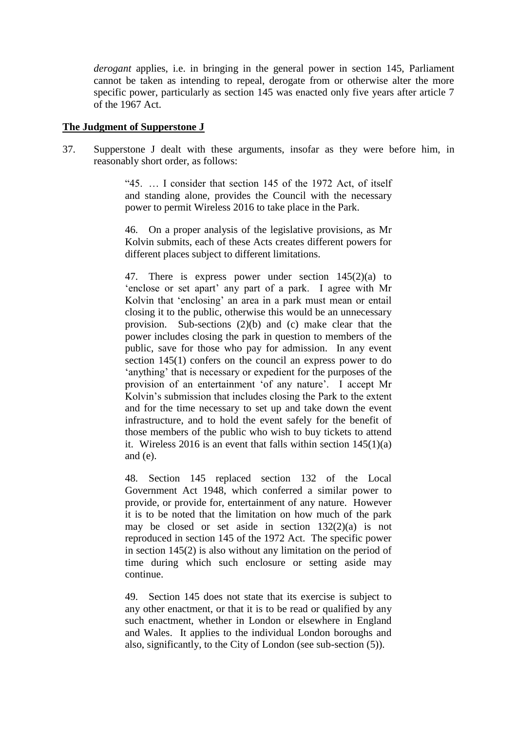*derogant* applies, i.e. in bringing in the general power in section 145, Parliament cannot be taken as intending to repeal, derogate from or otherwise alter the more specific power, particularly as section 145 was enacted only five years after article 7 of the 1967 Act.

**The Judgment of Supperstone J**

37. Supperstone J dealt with these arguments, insofar as they were before him, in reasonably short order, as follows:

> "45. … I consider that section 145 of the 1972 Act, of itself and standing alone, provides the Council with the necessary power to permit Wireless 2016 to take place in the Park.
>
> 46. On a proper analysis of the legislative provisions, as Mr Kolvin submits, each of these Acts creates different powers for different places subject to different limitations.
>
> 47. There is express power under section 145(2)(a) to 'enclose or set apart' any part of a park. I agree with Mr Kolvin that 'enclosing' an area in a park must mean or entail closing it to the public, otherwise this would be an unnecessary provision. Sub-sections (2)(b) and (c) make clear that the power includes closing the park in question to members of the public, save for those who pay for admission. In any event section 145(1) confers on the council an express power to do 'anything' that is necessary or expedient for the purposes of the provision of an entertainment 'of any nature'. I accept Mr Kolvin's submission that includes closing the Park to the extent and for the time necessary to set up and take down the event infrastructure, and to hold the event safely for the benefit of those members of the public who wish to buy tickets to attend it. Wireless 2016 is an event that falls within section 145(1)(a) and (e).
>
> 48. Section 145 replaced section 132 of the Local Government Act 1948, which conferred a similar power to provide, or provide for, entertainment of any nature. However it is to be noted that the limitation on how much of the park may be closed or set aside in section 132(2)(a) is not reproduced in section 145 of the 1972 Act. The specific power in section 145(2) is also without any limitation on the period of time during which such enclosure or setting aside may continue.
>
> 49. Section 145 does not state that its exercise is subject to any other enactment, or that it is to be read or qualified by any such enactment, whether in London or elsewhere in England and Wales. It applies to the individual London boroughs and also, significantly, to the City of London (see sub-section (5)).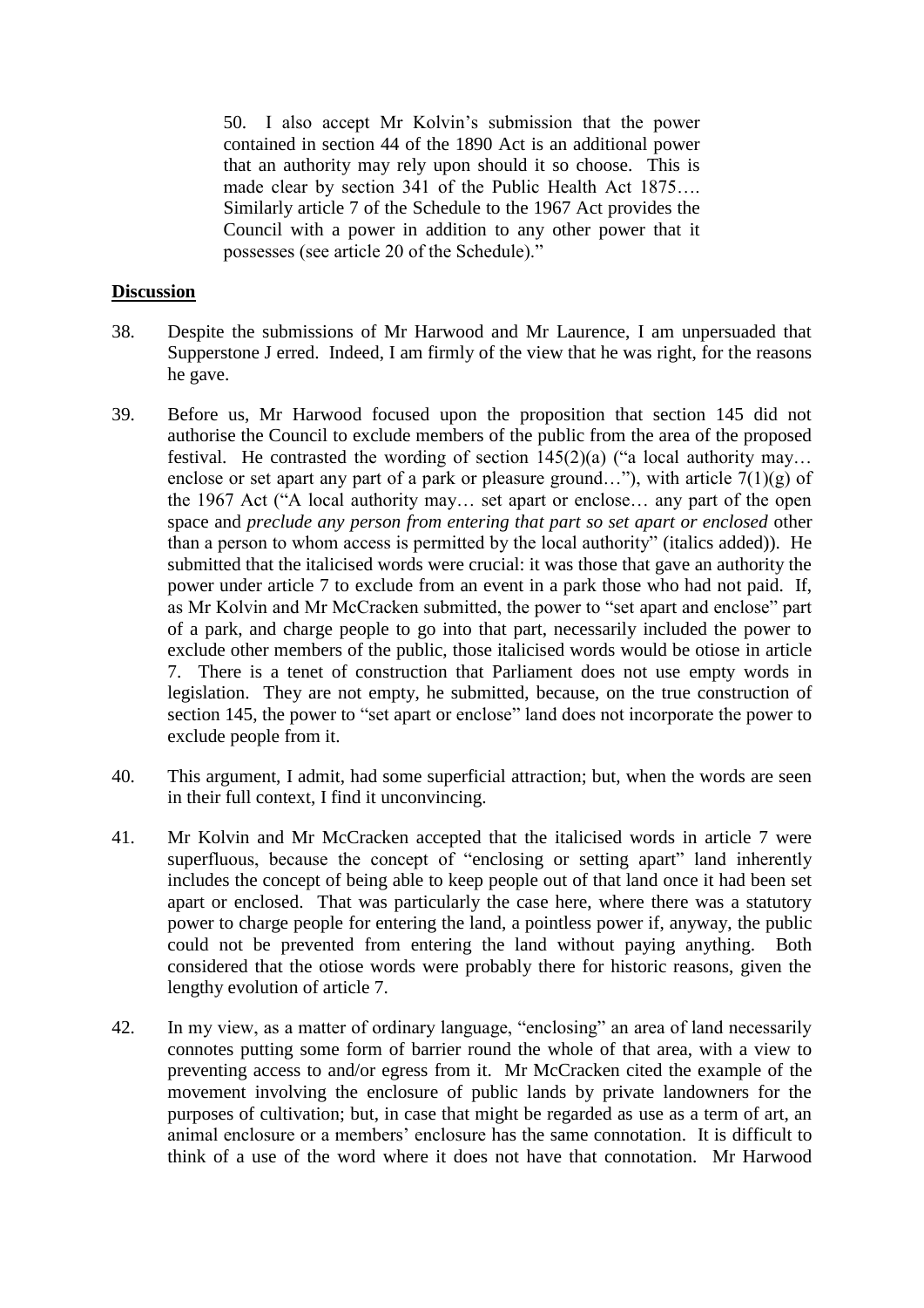> 50. I also accept Mr Kolvin's submission that the power contained in section 44 of the 1890 Act is an additional power that an authority may rely upon should it so choose. This is made clear by section 341 of the Public Health Act 1875…. Similarly article 7 of the Schedule to the 1967 Act provides the Council with a power in addition to any other power that it possesses (see article 20 of the Schedule)."

## Discussion

38. Despite the submissions of Mr Harwood and Mr Laurence, I am unpersuaded that Supperstone J erred. Indeed, I am firmly of the view that he was right, for the reasons he gave.

39. Before us, Mr Harwood focused upon the proposition that section 145 did not authorise the Council to exclude members of the public from the area of the proposed festival. He contrasted the wording of section 145(2)(a) ("a local authority may… enclose or set apart any part of a park or pleasure ground…"), with article 7(1)(g) of the 1967 Act ("A local authority may… set apart or enclose… any part of the open space and *preclude any person from entering that part so set apart or enclosed* other than a person to whom access is permitted by the local authority" (italics added)). He submitted that the italicised words were crucial: it was those that gave an authority the power under article 7 to exclude from an event in a park those who had not paid. If, as Mr Kolvin and Mr McCracken submitted, the power to "set apart and enclose" part of a park, and charge people to go into that part, necessarily included the power to exclude other members of the public, those italicised words would be otiose in article 7. There is a tenet of construction that Parliament does not use empty words in legislation. They are not empty, he submitted, because, on the true construction of section 145, the power to "set apart or enclose" land does not incorporate the power to exclude people from it.

40. This argument, I admit, had some superficial attraction; but, when the words are seen in their full context, I find it unconvincing.

41. Mr Kolvin and Mr McCracken accepted that the italicised words in article 7 were superfluous, because the concept of "enclosing or setting apart" land inherently includes the concept of being able to keep people out of that land once it had been set apart or enclosed. That was particularly the case here, where there was a statutory power to charge people for entering the land, a pointless power if, anyway, the public could not be prevented from entering the land without paying anything. Both considered that the otiose words were probably there for historic reasons, given the lengthy evolution of article 7.

42. In my view, as a matter of ordinary language, "enclosing" an area of land necessarily connotes putting some form of barrier round the whole of that area, with a view to preventing access to and/or egress from it. Mr McCracken cited the example of the movement involving the enclosure of public lands by private landowners for the purposes of cultivation; but, in case that might be regarded as use as a term of art, an animal enclosure or a members' enclosure has the same connotation. It is difficult to think of a use of the word where it does not have that connotation. Mr Harwood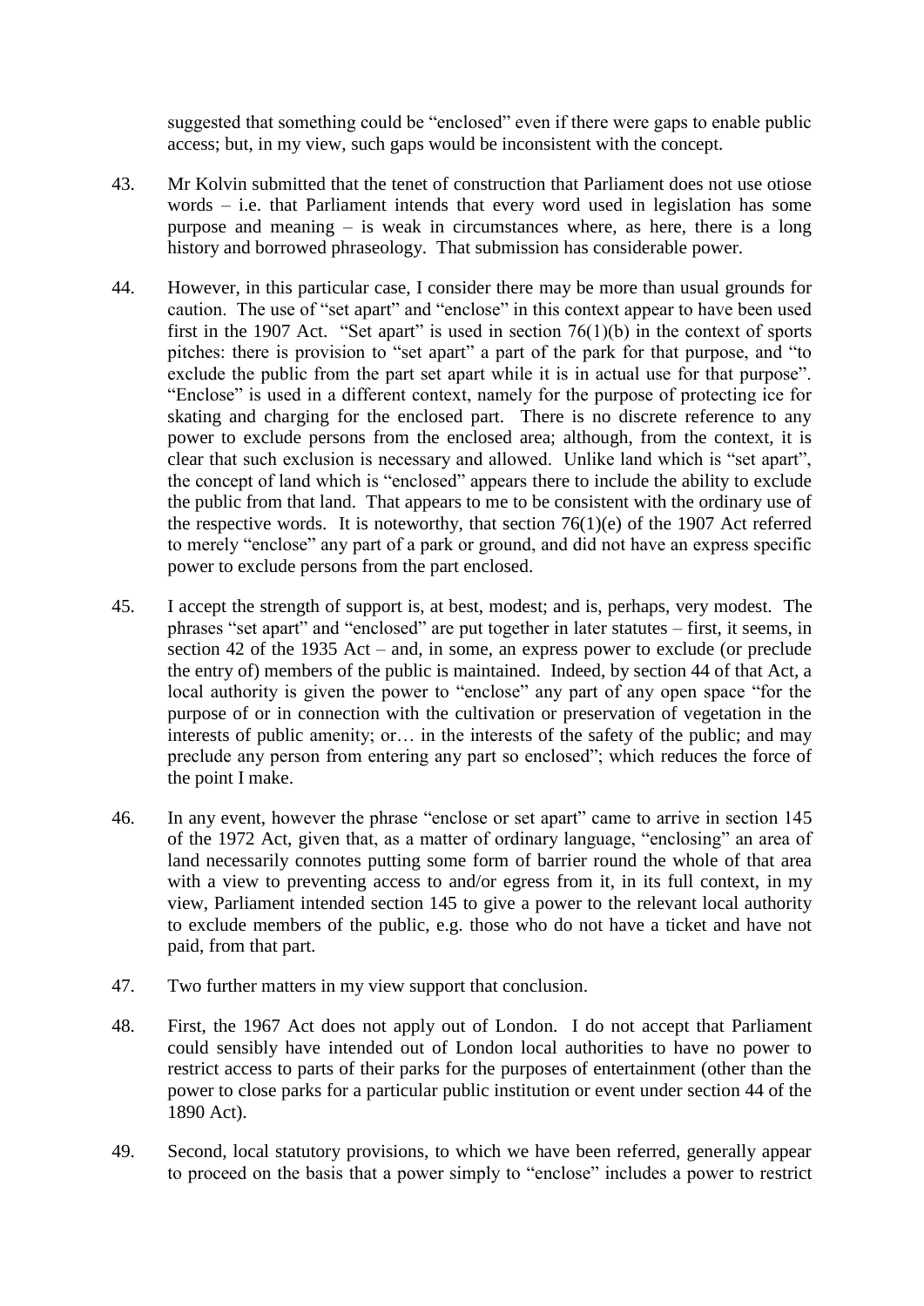suggested that something could be "enclosed" even if there were gaps to enable public access; but, in my view, such gaps would be inconsistent with the concept.

43. Mr Kolvin submitted that the tenet of construction that Parliament does not use otiose words – i.e. that Parliament intends that every word used in legislation has some purpose and meaning – is weak in circumstances where, as here, there is a long history and borrowed phraseology. That submission has considerable power.

44. However, in this particular case, I consider there may be more than usual grounds for caution. The use of "set apart" and "enclose" in this context appear to have been used first in the 1907 Act. "Set apart" is used in section 76(1)(b) in the context of sports pitches: there is provision to "set apart" a part of the park for that purpose, and "to exclude the public from the part set apart while it is in actual use for that purpose". "Enclose" is used in a different context, namely for the purpose of protecting ice for skating and charging for the enclosed part. There is no discrete reference to any power to exclude persons from the enclosed area; although, from the context, it is clear that such exclusion is necessary and allowed. Unlike land which is "set apart", the concept of land which is "enclosed" appears there to include the ability to exclude the public from that land. That appears to me to be consistent with the ordinary use of the respective words. It is noteworthy, that section 76(1)(e) of the 1907 Act referred to merely "enclose" any part of a park or ground, and did not have an express specific power to exclude persons from the part enclosed.

45. I accept the strength of support is, at best, modest; and is, perhaps, very modest. The phrases "set apart" and "enclosed" are put together in later statutes – first, it seems, in section 42 of the 1935 Act – and, in some, an express power to exclude (or preclude the entry of) members of the public is maintained. Indeed, by section 44 of that Act, a local authority is given the power to "enclose" any part of any open space "for the purpose of or in connection with the cultivation or preservation of vegetation in the interests of public amenity; or… in the interests of the safety of the public; and may preclude any person from entering any part so enclosed"; which reduces the force of the point I make.

46. In any event, however the phrase "enclose or set apart" came to arrive in section 145 of the 1972 Act, given that, as a matter of ordinary language, "enclosing" an area of land necessarily connotes putting some form of barrier round the whole of that area with a view to preventing access to and/or egress from it, in its full context, in my view, Parliament intended section 145 to give a power to the relevant local authority to exclude members of the public, e.g. those who do not have a ticket and have not paid, from that part.

47. Two further matters in my view support that conclusion.

48. First, the 1967 Act does not apply out of London. I do not accept that Parliament could sensibly have intended out of London local authorities to have no power to restrict access to parts of their parks for the purposes of entertainment (other than the power to close parks for a particular public institution or event under section 44 of the 1890 Act).

49. Second, local statutory provisions, to which we have been referred, generally appear to proceed on the basis that a power simply to "enclose" includes a power to restrict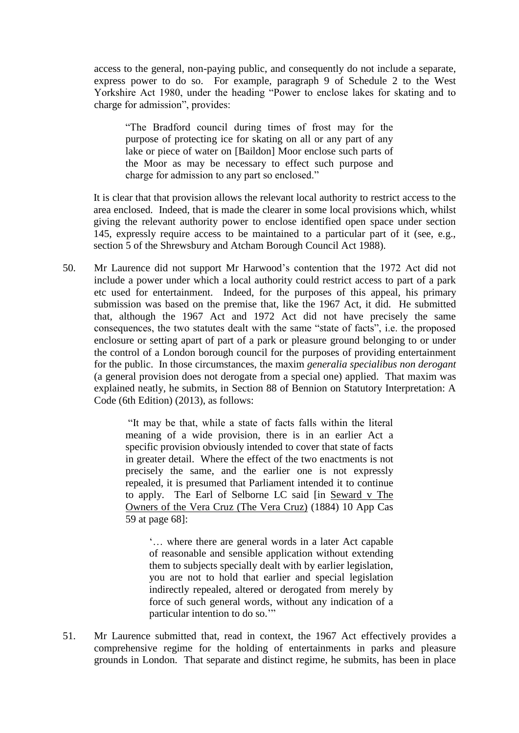access to the general, non-paying public, and consequently do not include a separate, express power to do so. For example, paragraph 9 of Schedule 2 to the West Yorkshire Act 1980, under the heading "Power to enclose lakes for skating and to charge for admission", provides:

> "The Bradford council during times of frost may for the purpose of protecting ice for skating on all or any part of any lake or piece of water on [Baildon] Moor enclose such parts of the Moor as may be necessary to effect such purpose and charge for admission to any part so enclosed."

It is clear that that provision allows the relevant local authority to restrict access to the area enclosed. Indeed, that is made the clearer in some local provisions which, whilst giving the relevant authority power to enclose identified open space under section 145, expressly require access to be maintained to a particular part of it (see, e.g., section 5 of the Shrewsbury and Atcham Borough Council Act 1988).

50. Mr Laurence did not support Mr Harwood's contention that the 1972 Act did not include a power under which a local authority could restrict access to part of a park etc used for entertainment. Indeed, for the purposes of this appeal, his primary submission was based on the premise that, like the 1967 Act, it did. He submitted that, although the 1967 Act and 1972 Act did not have precisely the same consequences, the two statutes dealt with the same "state of facts", i.e. the proposed enclosure or setting apart of part of a park or pleasure ground belonging to or under the control of a London borough council for the purposes of providing entertainment for the public. In those circumstances, the maxim *generalia specialibus non derogant* (a general provision does not derogate from a special one) applied. That maxim was explained neatly, he submits, in Section 88 of Bennion on Statutory Interpretation: A Code (6th Edition) (2013), as follows:

> "It may be that, while a state of facts falls within the literal meaning of a wide provision, there is in an earlier Act a specific provision obviously intended to cover that state of facts in greater detail. Where the effect of the two enactments is not precisely the same, and the earlier one is not expressly repealed, it is presumed that Parliament intended it to continue to apply. The Earl of Selborne LC said [in Seward v The Owners of the Vera Cruz (The Vera Cruz) (1884) 10 App Cas 59 at page 68]:
>
> > '… where there are general words in a later Act capable of reasonable and sensible application without extending them to subjects specially dealt with by earlier legislation, you are not to hold that earlier and special legislation indirectly repealed, altered or derogated from merely by force of such general words, without any indication of a particular intention to do so.'"

51. Mr Laurence submitted that, read in context, the 1967 Act effectively provides a comprehensive regime for the holding of entertainments in parks and pleasure grounds in London. That separate and distinct regime, he submits, has been in place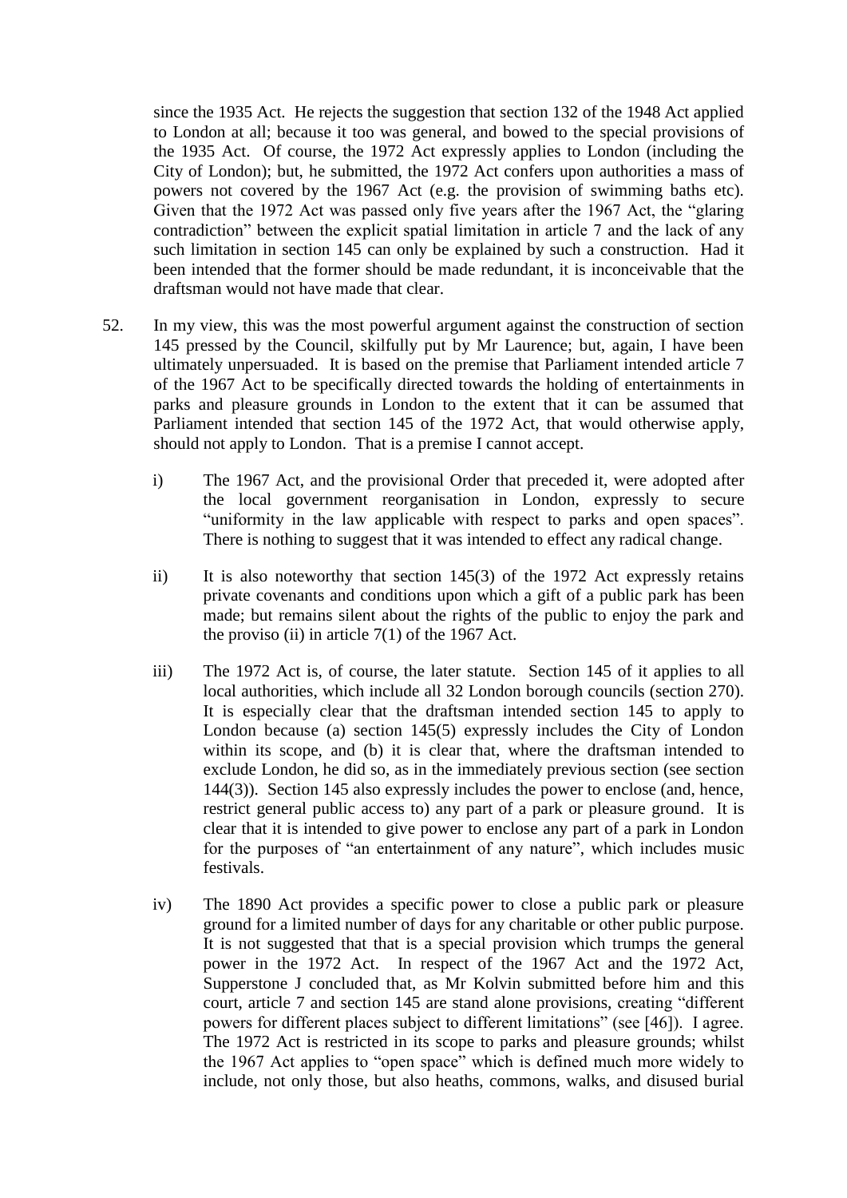since the 1935 Act. He rejects the suggestion that section 132 of the 1948 Act applied to London at all; because it too was general, and bowed to the special provisions of the 1935 Act. Of course, the 1972 Act expressly applies to London (including the City of London); but, he submitted, the 1972 Act confers upon authorities a mass of powers not covered by the 1967 Act (e.g. the provision of swimming baths etc). Given that the 1972 Act was passed only five years after the 1967 Act, the "glaring contradiction" between the explicit spatial limitation in article 7 and the lack of any such limitation in section 145 can only be explained by such a construction. Had it been intended that the former should be made redundant, it is inconceivable that the draftsman would not have made that clear.

52. In my view, this was the most powerful argument against the construction of section 145 pressed by the Council, skilfully put by Mr Laurence; but, again, I have been ultimately unpersuaded. It is based on the premise that Parliament intended article 7 of the 1967 Act to be specifically directed towards the holding of entertainments in parks and pleasure grounds in London to the extent that it can be assumed that Parliament intended that section 145 of the 1972 Act, that would otherwise apply, should not apply to London. That is a premise I cannot accept.

    i) The 1967 Act, and the provisional Order that preceded it, were adopted after the local government reorganisation in London, expressly to secure "uniformity in the law applicable with respect to parks and open spaces". There is nothing to suggest that it was intended to effect any radical change.

    ii) It is also noteworthy that section 145(3) of the 1972 Act expressly retains private covenants and conditions upon which a gift of a public park has been made; but remains silent about the rights of the public to enjoy the park and the proviso (ii) in article 7(1) of the 1967 Act.

    iii) The 1972 Act is, of course, the later statute. Section 145 of it applies to all local authorities, which include all 32 London borough councils (section 270). It is especially clear that the draftsman intended section 145 to apply to London because (a) section 145(5) expressly includes the City of London within its scope, and (b) it is clear that, where the draftsman intended to exclude London, he did so, as in the immediately previous section (see section 144(3)). Section 145 also expressly includes the power to enclose (and, hence, restrict general public access to) any part of a park or pleasure ground. It is clear that it is intended to give power to enclose any part of a park in London for the purposes of "an entertainment of any nature", which includes music festivals.

    iv) The 1890 Act provides a specific power to close a public park or pleasure ground for a limited number of days for any charitable or other public purpose. It is not suggested that that is a special provision which trumps the general power in the 1972 Act. In respect of the 1967 Act and the 1972 Act, Supperstone J concluded that, as Mr Kolvin submitted before him and this court, article 7 and section 145 are stand alone provisions, creating "different powers for different places subject to different limitations" (see [46]). I agree. The 1972 Act is restricted in its scope to parks and pleasure grounds; whilst the 1967 Act applies to "open space" which is defined much more widely to include, not only those, but also heaths, commons, walks, and disused burial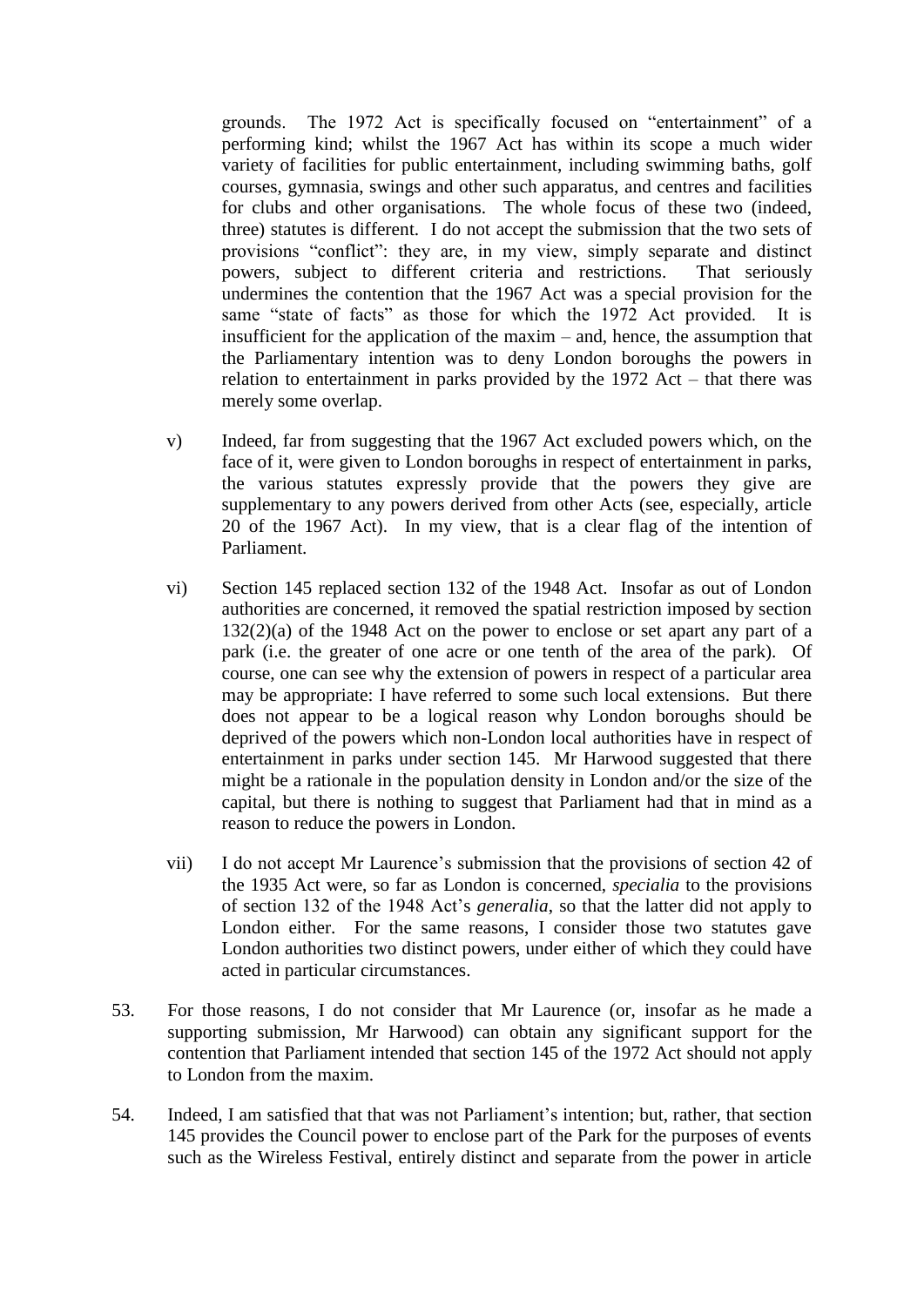grounds. The 1972 Act is specifically focused on "entertainment" of a performing kind; whilst the 1967 Act has within its scope a much wider variety of facilities for public entertainment, including swimming baths, golf courses, gymnasia, swings and other such apparatus, and centres and facilities for clubs and other organisations. The whole focus of these two (indeed, three) statutes is different. I do not accept the submission that the two sets of provisions "conflict": they are, in my view, simply separate and distinct powers, subject to different criteria and restrictions. That seriously undermines the contention that the 1967 Act was a special provision for the same "state of facts" as those for which the 1972 Act provided. It is insufficient for the application of the maxim – and, hence, the assumption that the Parliamentary intention was to deny London boroughs the powers in relation to entertainment in parks provided by the 1972 Act – that there was merely some overlap.

v) Indeed, far from suggesting that the 1967 Act excluded powers which, on the face of it, were given to London boroughs in respect of entertainment in parks, the various statutes expressly provide that the powers they give are supplementary to any powers derived from other Acts (see, especially, article 20 of the 1967 Act). In my view, that is a clear flag of the intention of Parliament.

vi) Section 145 replaced section 132 of the 1948 Act. Insofar as out of London authorities are concerned, it removed the spatial restriction imposed by section 132(2)(a) of the 1948 Act on the power to enclose or set apart any part of a park (i.e. the greater of one acre or one tenth of the area of the park). Of course, one can see why the extension of powers in respect of a particular area may be appropriate: I have referred to some such local extensions. But there does not appear to be a logical reason why London boroughs should be deprived of the powers which non-London local authorities have in respect of entertainment in parks under section 145. Mr Harwood suggested that there might be a rationale in the population density in London and/or the size of the capital, but there is nothing to suggest that Parliament had that in mind as a reason to reduce the powers in London.

vii) I do not accept Mr Laurence's submission that the provisions of section 42 of the 1935 Act were, so far as London is concerned, *specialia* to the provisions of section 132 of the 1948 Act's *generalia*, so that the latter did not apply to London either. For the same reasons, I consider those two statutes gave London authorities two distinct powers, under either of which they could have acted in particular circumstances.

53. For those reasons, I do not consider that Mr Laurence (or, insofar as he made a supporting submission, Mr Harwood) can obtain any significant support for the contention that Parliament intended that section 145 of the 1972 Act should not apply to London from the maxim.

54. Indeed, I am satisfied that that was not Parliament's intention; but, rather, that section 145 provides the Council power to enclose part of the Park for the purposes of events such as the Wireless Festival, entirely distinct and separate from the power in article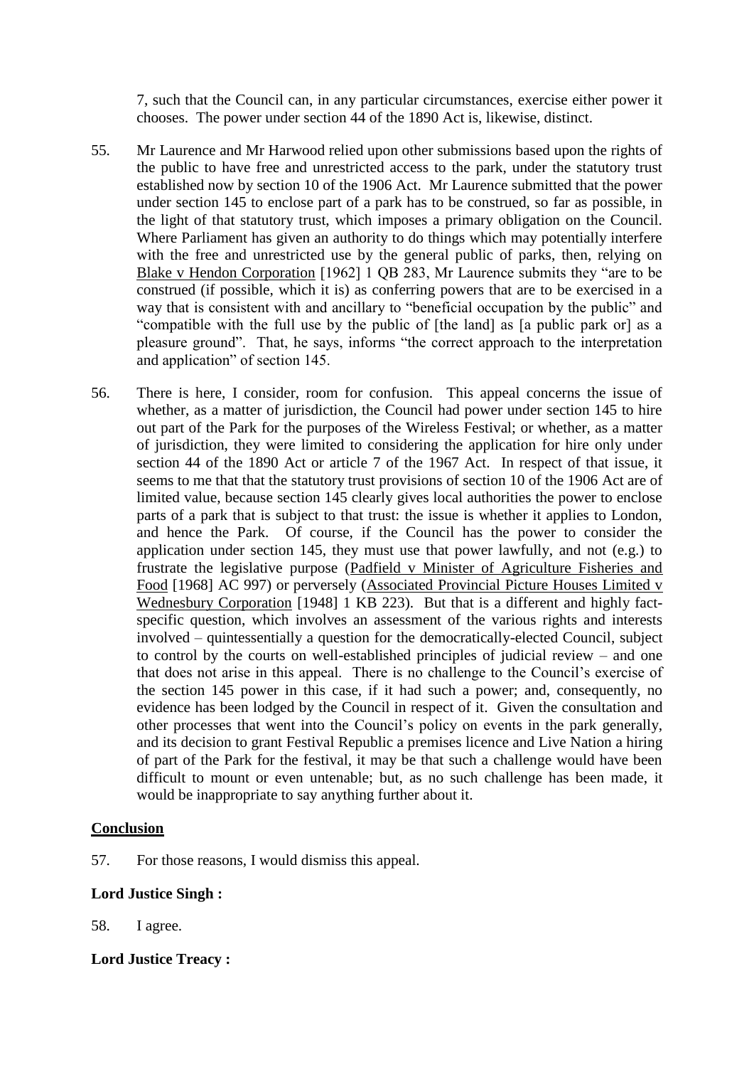7, such that the Council can, in any particular circumstances, exercise either power it chooses. The power under section 44 of the 1890 Act is, likewise, distinct.

55. Mr Laurence and Mr Harwood relied upon other submissions based upon the rights of the public to have free and unrestricted access to the park, under the statutory trust established now by section 10 of the 1906 Act. Mr Laurence submitted that the power under section 145 to enclose part of a park has to be construed, so far as possible, in the light of that statutory trust, which imposes a primary obligation on the Council. Where Parliament has given an authority to do things which may potentially interfere with the free and unrestricted use by the general public of parks, then, relying on Blake v Hendon Corporation [1962] 1 QB 283, Mr Laurence submits they "are to be construed (if possible, which it is) as conferring powers that are to be exercised in a way that is consistent with and ancillary to "beneficial occupation by the public" and "compatible with the full use by the public of [the land] as [a public park or] as a pleasure ground". That, he says, informs "the correct approach to the interpretation and application" of section 145.

56. There is here, I consider, room for confusion. This appeal concerns the issue of whether, as a matter of jurisdiction, the Council had power under section 145 to hire out part of the Park for the purposes of the Wireless Festival; or whether, as a matter of jurisdiction, they were limited to considering the application for hire only under section 44 of the 1890 Act or article 7 of the 1967 Act. In respect of that issue, it seems to me that that the statutory trust provisions of section 10 of the 1906 Act are of limited value, because section 145 clearly gives local authorities the power to enclose parts of a park that is subject to that trust: the issue is whether it applies to London, and hence the Park. Of course, if the Council has the power to consider the application under section 145, they must use that power lawfully, and not (e.g.) to frustrate the legislative purpose (Padfield v Minister of Agriculture Fisheries and Food [1968] AC 997) or perversely (Associated Provincial Picture Houses Limited v Wednesbury Corporation [1948] 1 KB 223). But that is a different and highly fact-specific question, which involves an assessment of the various rights and interests involved – quintessentially a question for the democratically-elected Council, subject to control by the courts on well-established principles of judicial review – and one that does not arise in this appeal. There is no challenge to the Council's exercise of the section 145 power in this case, if it had such a power; and, consequently, no evidence has been lodged by the Council in respect of it. Given the consultation and other processes that went into the Council's policy on events in the park generally, and its decision to grant Festival Republic a premises licence and Live Nation a hiring of part of the Park for the festival, it may be that such a challenge would have been difficult to mount or even untenable; but, as no such challenge has been made, it would be inappropriate to say anything further about it.

## Conclusion

57. For those reasons, I would dismiss this appeal.

**Lord Justice Singh :**

58. I agree.

**Lord Justice Treacy :**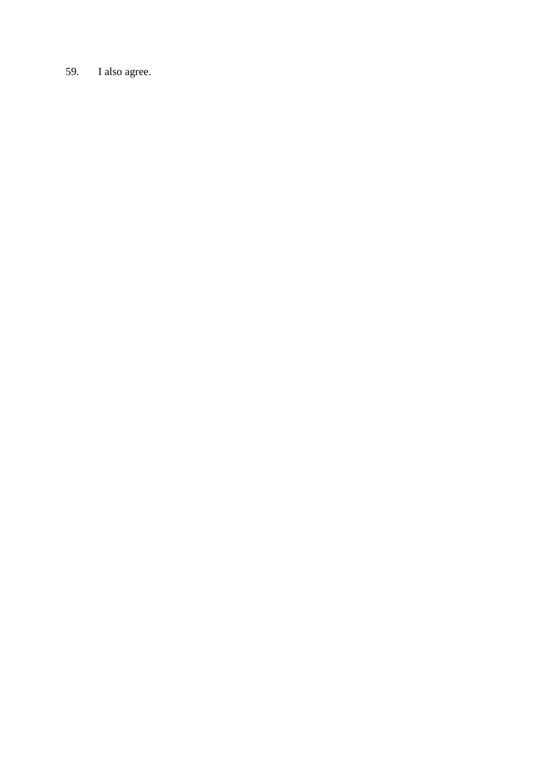59. I also agree.